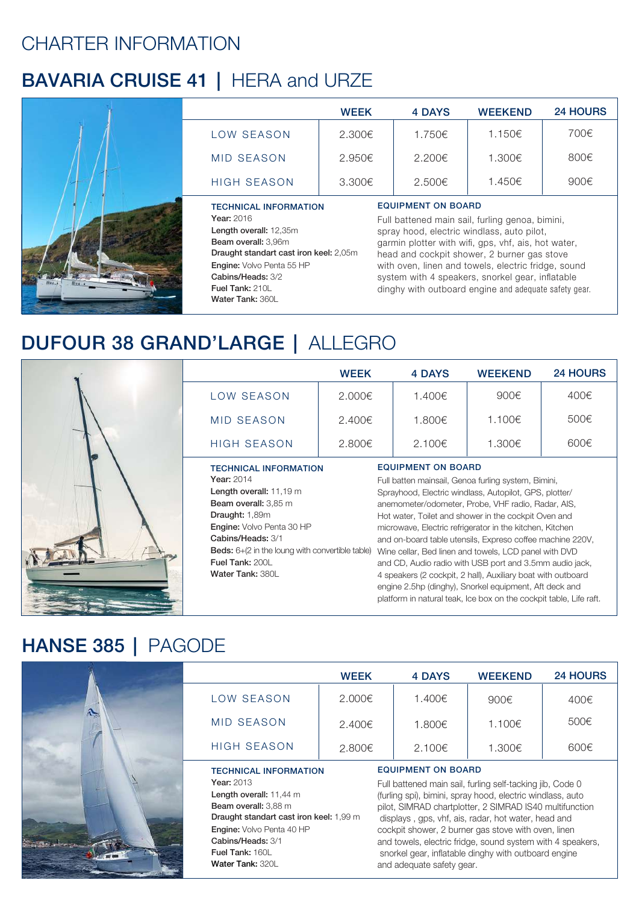# CHARTER INFORMATION

## BAVARIA CRUISE 41 | HERA and URZE

| | WEEK | 4 DAYS | WEEKEND | 24 HOURS |
|---|---|---|---|---|
| LOW SEASON | 2.300€ | 1.750€ | 1.150€ | 700€ |
| MID SEASON | 2.950€ | 2.200€ | 1.300€ | 800€ |
| HIGH SEASON | 3.300€ | 2.500€ | 1.450€ | 900€ |

**TECHNICAL INFORMATION**

**Year:** 2016
**Length overall:** 12,35m
**Beam overall:** 3,96m
**Draught standart cast iron keel:** 2,05m
**Engine:** Volvo Penta 55 HP
**Cabins/Heads:** 3/2
**Fuel Tank:** 210L
**Water Tank:** 360L

**EQUIPMENT ON BOARD**

Full battened main sail, furling genoa, bimini, spray hood, electric windlass, auto pilot, garmin plotter with wifi, gps, vhf, ais, hot water, head and cockpit shower, 2 burner gas stove with oven, linen and towels, electric fridge, sound system with 4 speakers, snorkel gear, inflatable dinghy with outboard engine and adequate safety gear.

## DUFOUR 38 GRAND'LARGE | ALLEGRO

| | WEEK | 4 DAYS | WEEKEND | 24 HOURS |
|---|---|---|---|---|
| LOW SEASON | 2.000€ | 1.400€ | 900€ | 400€ |
| MID SEASON | 2.400€ | 1.800€ | 1.100€ | 500€ |
| HIGH SEASON | 2.800€ | 2.100€ | 1.300€ | 600€ |

**TECHNICAL INFORMATION**

**Year:** 2014
**Length overall:** 11,19 m
**Beam overall:** 3,85 m
**Draught:** 1,89m
**Engine:** Volvo Penta 30 HP
**Cabins/Heads:** 3/1
**Beds:** 6+(2 in the loung with convertible table)
**Fuel Tank:** 200L
**Water Tank:** 380L

**EQUIPMENT ON BOARD**

Full batten mainsail, Genoa furling system, Bimini, Sprayhood, Electric windlass, Autopilot, GPS, plotter/anemometer/odometer, Probe, VHF radio, Radar, AIS, Hot water, Toilet and shower in the cockpit Oven and microwave, Electric refrigerator in the kitchen, Kitchen and on-board table utensils, Expreso coffee machine 220V, Wine cellar, Bed linen and towels, LCD panel with DVD and CD, Audio radio with USB port and 3.5mm audio jack, 4 speakers (2 cockpit, 2 hall), Auxiliary boat with outboard engine 2.5hp (dinghy), Snorkel equipment, Aft deck and platform in natural teak, Ice box on the cockpit table, Life raft.

## HANSE 385 | PAGODE

| | WEEK | 4 DAYS | WEEKEND | 24 HOURS |
|---|---|---|---|---|
| LOW SEASON | 2.000€ | 1.400€ | 900€ | 400€ |
| MID SEASON | 2.400€ | 1.800€ | 1.100€ | 500€ |
| HIGH SEASON | 2.800€ | 2.100€ | 1.300€ | 600€ |

**TECHNICAL INFORMATION**

**Year:** 2013
**Length overall:** 11,44 m
**Beam overall:** 3,88 m
**Draught standart cast iron keel:** 1,99 m
**Engine:** Volvo Penta 40 HP
**Cabins/Heads:** 3/1
**Fuel Tank:** 160L
**Water Tank:** 320L

**EQUIPMENT ON BOARD**

Full battened main sail, furling self-tacking jib, Code 0 (furling spi), bimini, spray hood, electric windlass, auto pilot, SIMRAD chartplotter, 2 SIMRAD IS40 multifunction displays , gps, vhf, ais, radar, hot water, head and cockpit shower, 2 burner gas stove with oven, linen and towels, electric fridge, sound system with 4 speakers, snorkel gear, inflatable dinghy with outboard engine and adequate safety gear.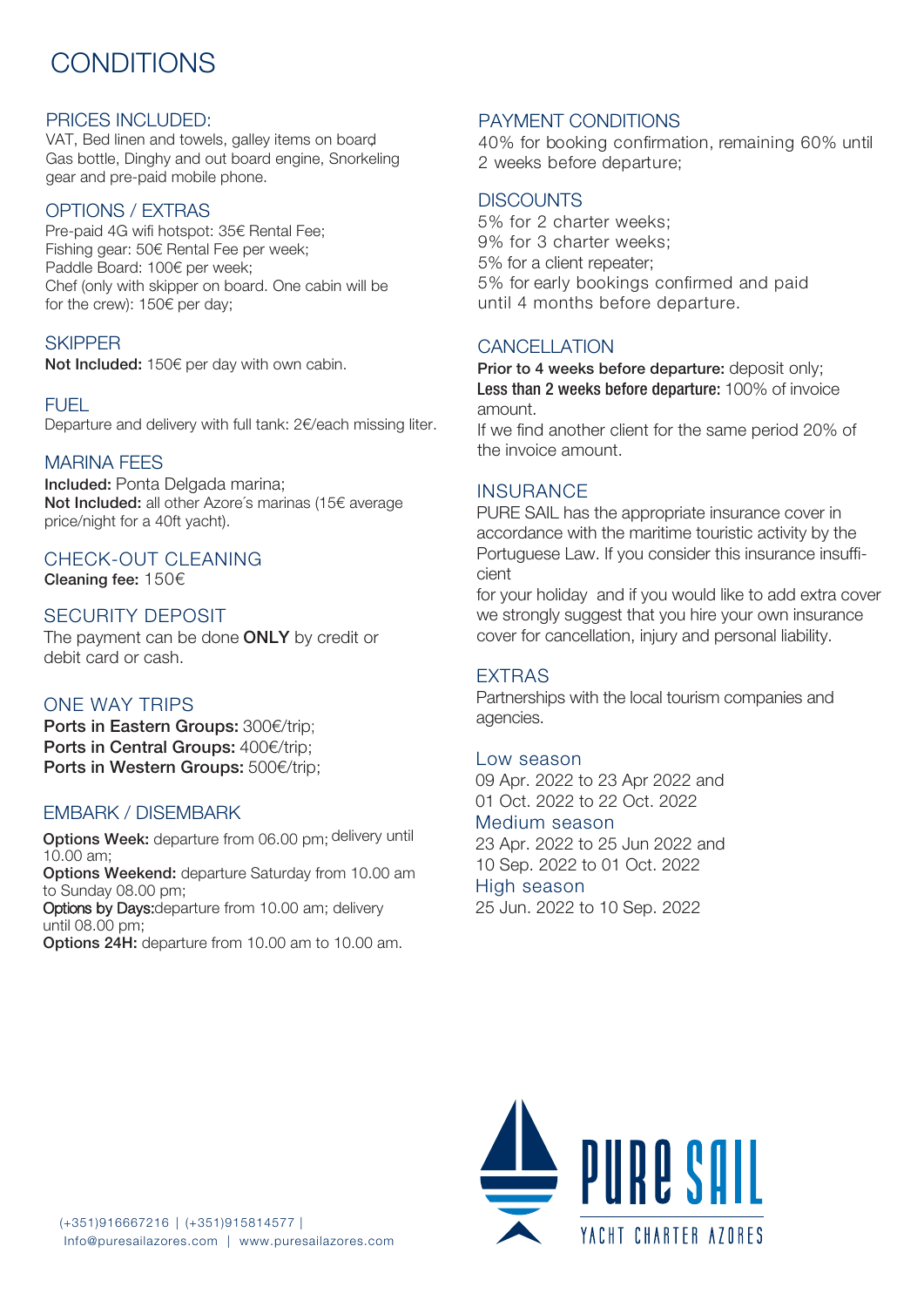# CONDITIONS

## PRICES INCLUDED:

VAT, Bed linen and towels, galley items on board
Gas bottle, Dinghy and out board engine, Snorkeling gear and pre-paid mobile phone.

## OPTIONS / EXTRAS

Pre-paid 4G wifi hotspot: 35€ Rental Fee;
Fishing gear: 50€ Rental Fee per week;
Paddle Board: 100€ per week;
Chef (only with skipper on board. One cabin will be for the crew): 150€ per day;

## SKIPPER

**Not Included:** 150€ per day with own cabin.

## FUEL

Departure and delivery with full tank: 2€/each missing liter.

## MARINA FEES

**Included:** Ponta Delgada marina;
**Not Included:** all other Azore´s marinas (15€ average price/night for a 40ft yacht).

## CHECK-OUT CLEANING

**Cleaning fee:** 150€

## SECURITY DEPOSIT

The payment can be done **ONLY** by credit or debit card or cash.

## ONE WAY TRIPS

**Ports in Eastern Groups:** 300€/trip;
**Ports in Central Groups:** 400€/trip;
**Ports in Western Groups:** 500€/trip;

## EMBARK / DISEMBARK

**Options Week:** departure from 06.00 pm; delivery until 10.00 am;
**Options Weekend:** departure Saturday from 10.00 am to Sunday 08.00 pm;
**Options by Days:**departure from 10.00 am; delivery until 08.00 pm;
**Options 24H:** departure from 10.00 am to 10.00 am.

## PAYMENT CONDITIONS

40% for booking confirmation, remaining 60% until 2 weeks before departure;

## DISCOUNTS

5% for 2 charter weeks;
9% for 3 charter weeks;
5% for a client repeater;
5% for early bookings confirmed and paid until 4 months before departure.

## CANCELLATION

**Prior to 4 weeks before departure:** deposit only;
**Less than 2 weeks before departure:** 100% of invoice amount.
If we find another client for the same period 20% of the invoice amount.

## INSURANCE

PURE SAIL has the appropriate insurance cover in accordance with the maritime touristic activity by the Portuguese Law. If you consider this insurance insufficient for your holiday and if you would like to add extra cover we strongly suggest that you hire your own insurance cover for cancellation, injury and personal liability.

## EXTRAS

Partnerships with the local tourism companies and agencies.

### Low season

09 Apr. 2022 to 23 Apr 2022 and
01 Oct. 2022 to 22 Oct. 2022

### Medium season

23 Apr. 2022 to 25 Jun 2022 and
10 Sep. 2022 to 01 Oct. 2022

### High season

25 Jun. 2022 to 10 Sep. 2022

(+351)916667216 | (+351)915814577 |
Info@puresailazores.com | www.puresailazores.com

PURE SAIL
YACHT CHARTER AZORES